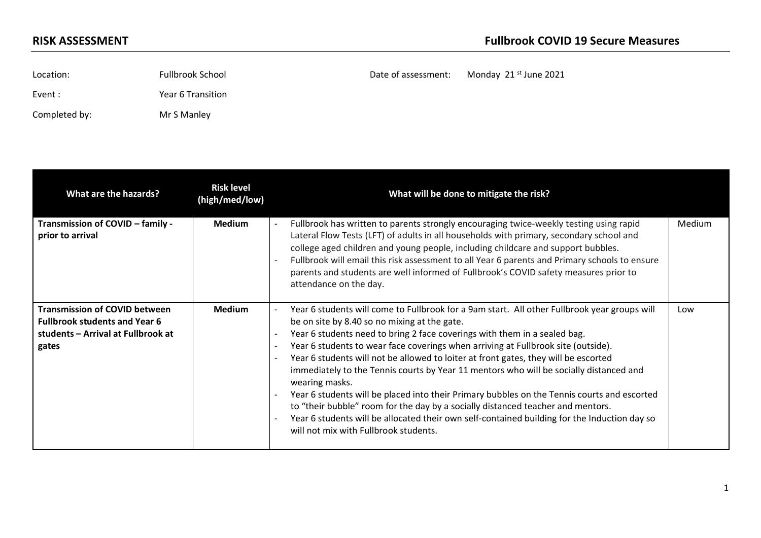**RISK ASSESSMENT** | **Fullbrook COVID 19 Secure Measures**

Location: Fullbrook School

Date of assessment: Monday 21st June 2021

Event: Year 6 Transition

Completed by: Mr S Manley

| What are the hazards? | Risk level (high/med/low) | What will be done to mitigate the risk? | |
|---|---|---|---|
| **Transmission of COVID – family - prior to arrival** | **Medium** | - Fullbrook has written to parents strongly encouraging twice-weekly testing using rapid Lateral Flow Tests (LFT) of adults in all households with primary, secondary school and college aged children and young people, including childcare and support bubbles.<br>- Fullbrook will email this risk assessment to all Year 6 parents and Primary schools to ensure parents and students are well informed of Fullbrook's COVID safety measures prior to attendance on the day. | Medium |
| **Transmission of COVID between Fullbrook students and Year 6 students – Arrival at Fullbrook at gates** | **Medium** | - Year 6 students will come to Fullbrook for a 9am start. All other Fullbrook year groups will be on site by 8.40 so no mixing at the gate.<br>- Year 6 students need to bring 2 face coverings with them in a sealed bag.<br>- Year 6 students to wear face coverings when arriving at Fullbrook site (outside).<br>- Year 6 students will not be allowed to loiter at front gates, they will be escorted immediately to the Tennis courts by Year 11 mentors who will be socially distanced and wearing masks.<br>- Year 6 students will be placed into their Primary bubbles on the Tennis courts and escorted to "their bubble" room for the day by a socially distanced teacher and mentors.<br>- Year 6 students will be allocated their own self-contained building for the Induction day so will not mix with Fullbrook students. | Low |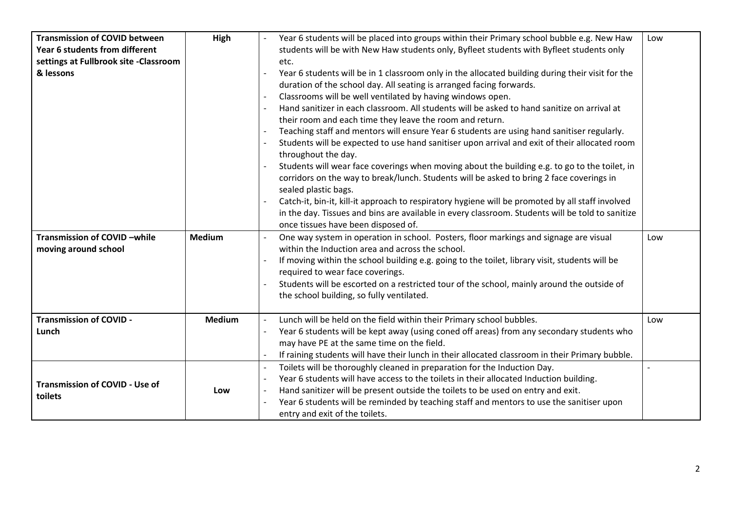| | | | |
|---|---|---|---|
| **Transmission of COVID between Year 6 students from different settings at Fullbrook site -Classroom & lessons** | **High** | - Year 6 students will be placed into groups within their Primary school bubble e.g. New Haw students will be with New Haw students only, Byfleet students with Byfleet students only etc.<br>- Year 6 students will be in 1 classroom only in the allocated building during their visit for the duration of the school day. All seating is arranged facing forwards.<br>- Classrooms will be well ventilated by having windows open.<br>- Hand sanitizer in each classroom. All students will be asked to hand sanitize on arrival at their room and each time they leave the room and return.<br>- Teaching staff and mentors will ensure Year 6 students are using hand sanitiser regularly.<br>- Students will be expected to use hand sanitiser upon arrival and exit of their allocated room throughout the day.<br>- Students will wear face coverings when moving about the building e.g. to go to the toilet, in corridors on the way to break/lunch. Students will be asked to bring 2 face coverings in sealed plastic bags.<br>- Catch-it, bin-it, kill-it approach to respiratory hygiene will be promoted by all staff involved in the day. Tissues and bins are available in every classroom. Students will be told to sanitize once tissues have been disposed of. | Low |
| **Transmission of COVID –while moving around school** | **Medium** | - One way system in operation in school. Posters, floor markings and signage are visual within the Induction area and across the school.<br>- If moving within the school building e.g. going to the toilet, library visit, students will be required to wear face coverings.<br>- Students will be escorted on a restricted tour of the school, mainly around the outside of the school building, so fully ventilated. | Low |
| **Transmission of COVID - Lunch** | **Medium** | - Lunch will be held on the field within their Primary school bubbles.<br>- Year 6 students will be kept away (using coned off areas) from any secondary students who may have PE at the same time on the field.<br>- If raining students will have their lunch in their allocated classroom in their Primary bubble. | Low |
| **Transmission of COVID - Use of toilets** | **Low** | - Toilets will be thoroughly cleaned in preparation for the Induction Day.<br>- Year 6 students will have access to the toilets in their allocated Induction building.<br>- Hand sanitizer will be present outside the toilets to be used on entry and exit.<br>- Year 6 students will be reminded by teaching staff and mentors to use the sanitiser upon entry and exit of the toilets. | - |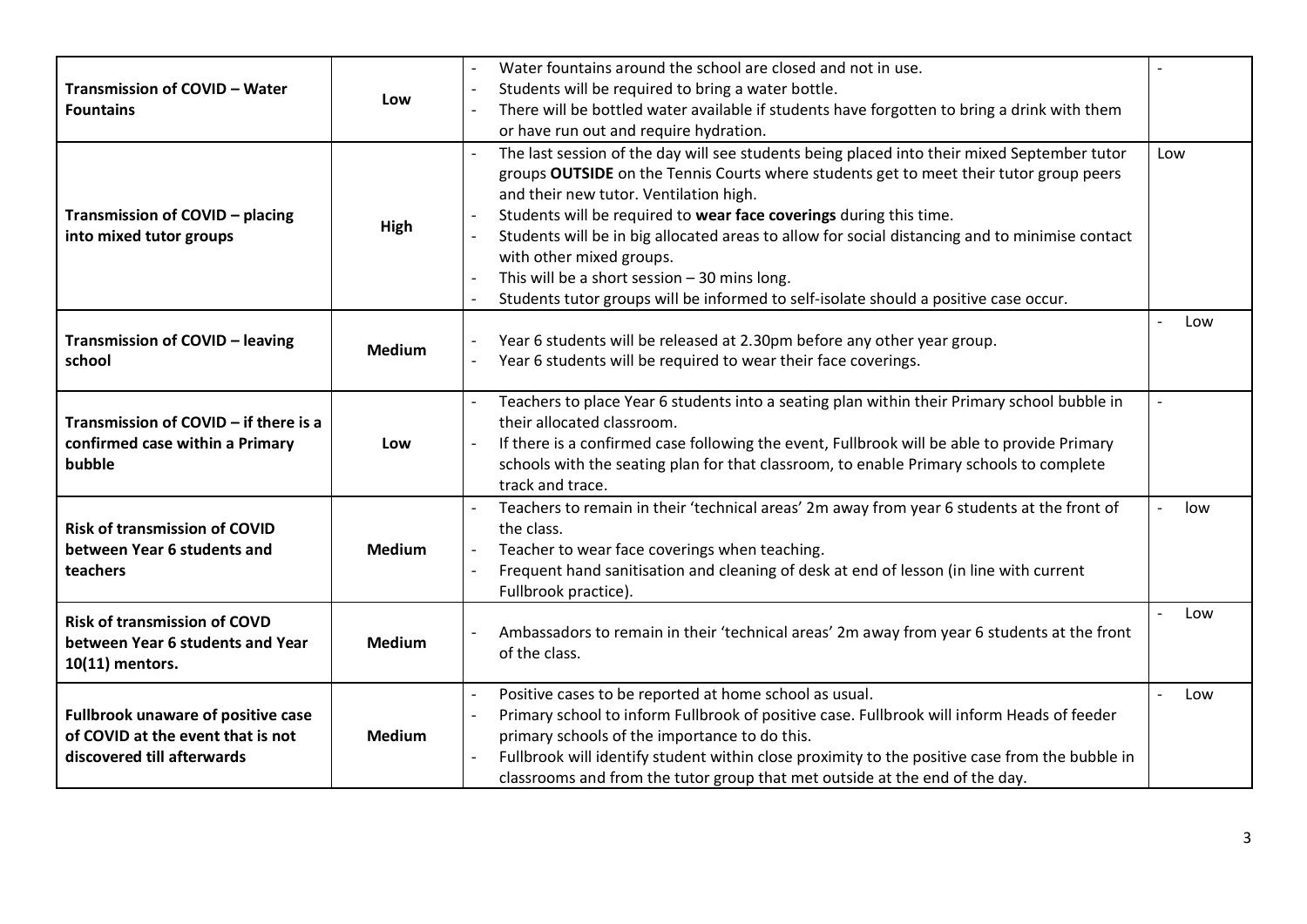| | | | |
|---|---|---|---|
| **Transmission of COVID – Water Fountains** | Low | - Water fountains around the school are closed and not in use.<br>- Students will be required to bring a water bottle.<br>- There will be bottled water available if students have forgotten to bring a drink with them or have run out and require hydration. | - |
| **Transmission of COVID – placing into mixed tutor groups** | **High** | - The last session of the day will see students being placed into their mixed September tutor groups **OUTSIDE** on the Tennis Courts where students get to meet their tutor group peers and their new tutor. Ventilation high.<br>- Students will be required to **wear face coverings** during this time.<br>- Students will be in big allocated areas to allow for social distancing and to minimise contact with other mixed groups.<br>- This will be a short session – 30 mins long.<br>- Students tutor groups will be informed to self-isolate should a positive case occur. | Low |
| **Transmission of COVID – leaving school** | **Medium** | - Year 6 students will be released at 2.30pm before any other year group.<br>- Year 6 students will be required to wear their face coverings. | - Low |
| **Transmission of COVID – if there is a confirmed case within a Primary bubble** | Low | - Teachers to place Year 6 students into a seating plan within their Primary school bubble in their allocated classroom.<br>- If there is a confirmed case following the event, Fullbrook will be able to provide Primary schools with the seating plan for that classroom, to enable Primary schools to complete track and trace. | - |
| **Risk of transmission of COVID between Year 6 students and teachers** | **Medium** | - Teachers to remain in their 'technical areas' 2m away from year 6 students at the front of the class.<br>- Teacher to wear face coverings when teaching.<br>- Frequent hand sanitisation and cleaning of desk at end of lesson (in line with current Fullbrook practice). | - low |
| **Risk of transmission of COVD between Year 6 students and Year 10(11) mentors.** | **Medium** | - Ambassadors to remain in their 'technical areas' 2m away from year 6 students at the front of the class. | - Low |
| **Fullbrook unaware of positive case of COVID at the event that is not discovered till afterwards** | **Medium** | - Positive cases to be reported at home school as usual.<br>- Primary school to inform Fullbrook of positive case. Fullbrook will inform Heads of feeder primary schools of the importance to do this.<br>- Fullbrook will identify student within close proximity to the positive case from the bubble in classrooms and from the tutor group that met outside at the end of the day. | - Low |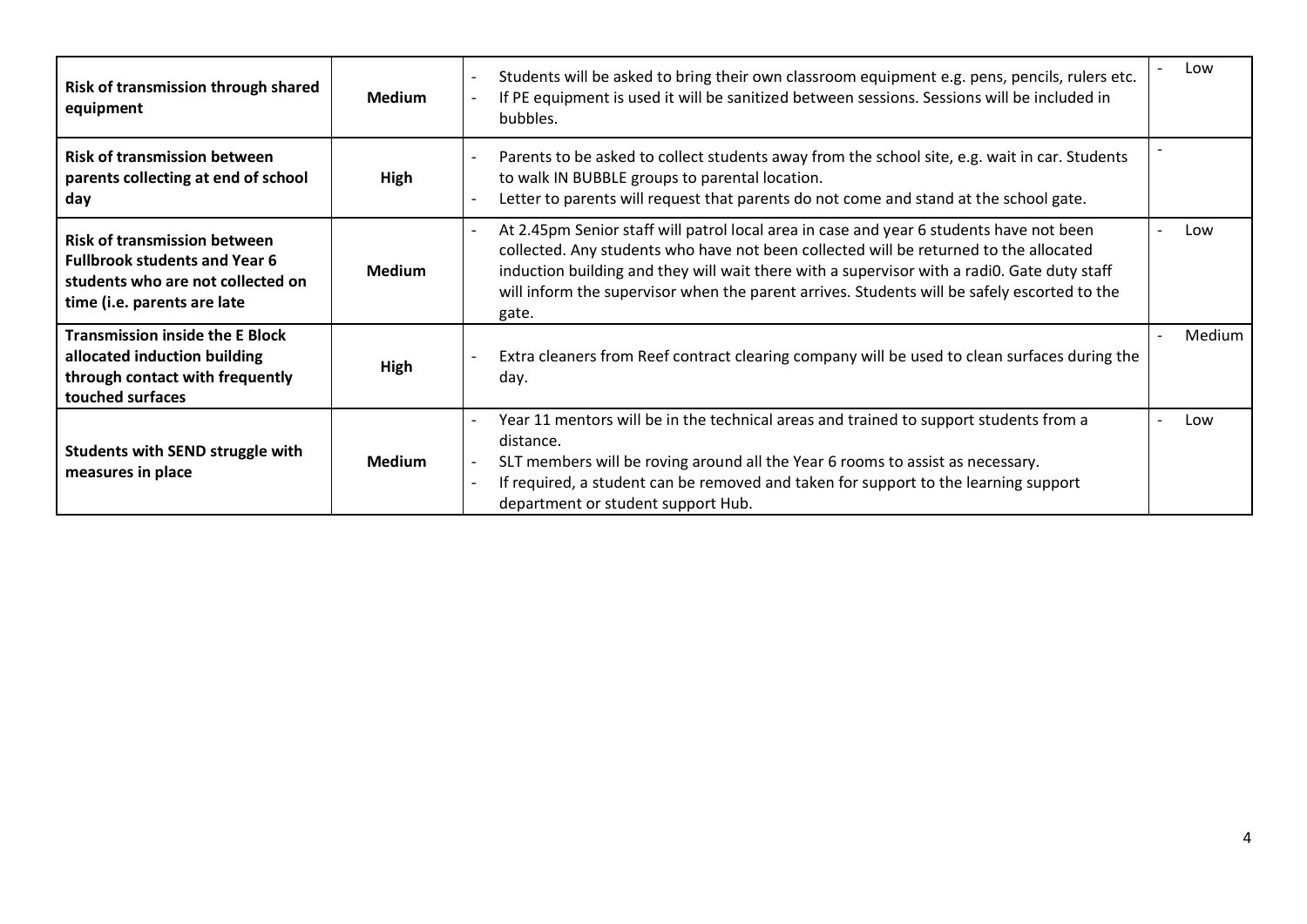| | | | |
|---|---|---|---|
| **Risk of transmission through shared equipment** | **Medium** | - Students will be asked to bring their own classroom equipment e.g. pens, pencils, rulers etc.<br>- If PE equipment is used it will be sanitized between sessions. Sessions will be included in bubbles. | - Low |
| **Risk of transmission between parents collecting at end of school day** | **High** | - Parents to be asked to collect students away from the school site, e.g. wait in car. Students to walk IN BUBBLE groups to parental location.<br>- Letter to parents will request that parents do not come and stand at the school gate. | - |
| **Risk of transmission between Fullbrook students and Year 6 students who are not collected on time (i.e. parents are late** | **Medium** | - At 2.45pm Senior staff will patrol local area in case and year 6 students have not been collected. Any students who have not been collected will be returned to the allocated induction building and they will wait there with a supervisor with a radi0. Gate duty staff will inform the supervisor when the parent arrives. Students will be safely escorted to the gate. | - Low |
| **Transmission inside the E Block allocated induction building through contact with frequently touched surfaces** | **High** | - Extra cleaners from Reef contract clearing company will be used to clean surfaces during the day. | - Medium |
| **Students with SEND struggle with measures in place** | **Medium** | - Year 11 mentors will be in the technical areas and trained to support students from a distance.<br>- SLT members will be roving around all the Year 6 rooms to assist as necessary.<br>- If required, a student can be removed and taken for support to the learning support department or student support Hub. | - Low |